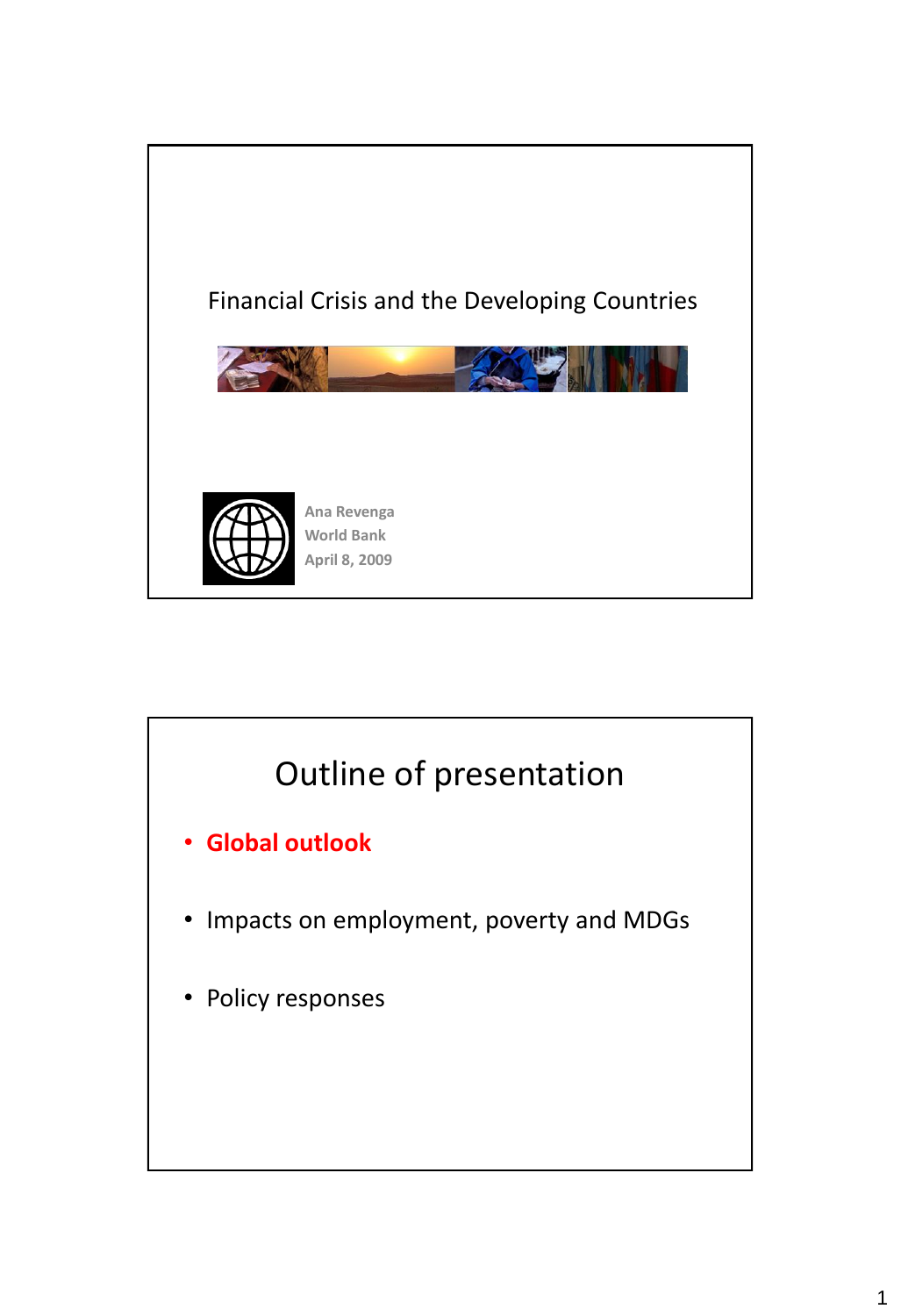# Financial Crisis and the Developing Countries

Ana Revenga
World Bank
April 8, 2009

## Outline of presentation

- **Global outlook**
- Impacts on employment, poverty and MDGs
- Policy responses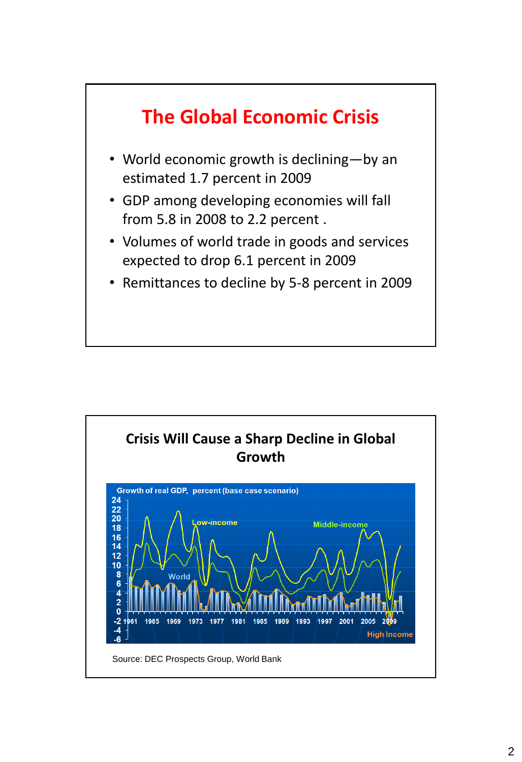# The Global Economic Crisis

- World economic growth is declining—by an estimated 1.7 percent in 2009
- GDP among developing economies will fall from 5.8 in 2008 to 2.2 percent .
- Volumes of world trade in goods and services expected to drop 6.1 percent in 2009
- Remittances to decline by 5-8 percent in 2009

## Crisis Will Cause a Sharp Decline in Global Growth

Growth of real GDP, percent (base case scenario)

Source: DEC Prospects Group, World Bank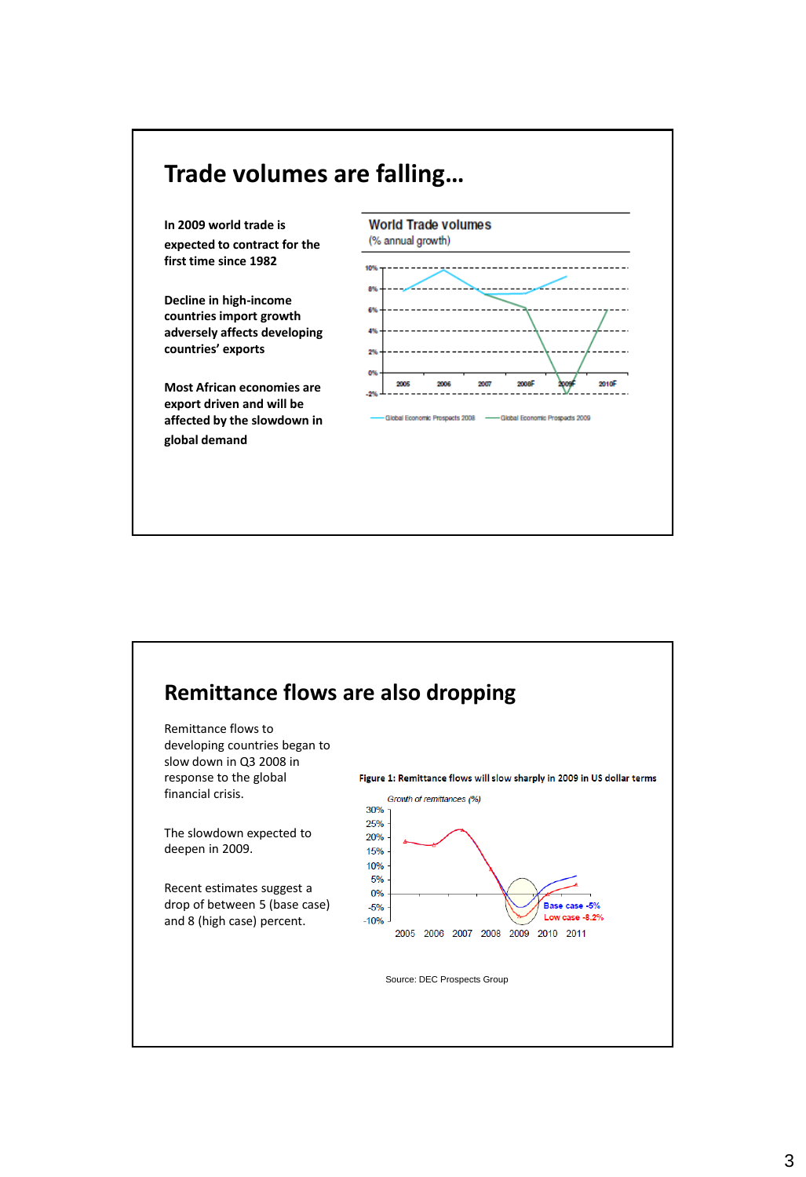# Trade volumes are falling…

**In 2009 world trade is expected to contract for the first time since 1982**

**Decline in high-income countries import growth adversely affects developing countries' exports**

**Most African economies are export driven and will be affected by the slowdown in global demand**

World Trade volumes
(% annual growth)

10%
8%
6%
4%
2%
0%
-2%

2005 2006 2007 2008F 2009F 2010F

Global Economic Prospects 2008 — Global Economic Prospects 2009

# Remittance flows are also dropping

Remittance flows to developing countries began to slow down in Q3 2008 in response to the global financial crisis.

The slowdown expected to deepen in 2009.

Recent estimates suggest a drop of between 5 (base case) and 8 (high case) percent.

**Figure 1: Remittance flows will slow sharply in 2009 in US dollar terms**

*Growth of remittances (%)*

30%
25%
20%
15%
10%
5%
0%
-5%
-10%

2005 2006 2007 2008 2009 2010 2011

Base case -5%
Low case -8.2%

Source: DEC Prospects Group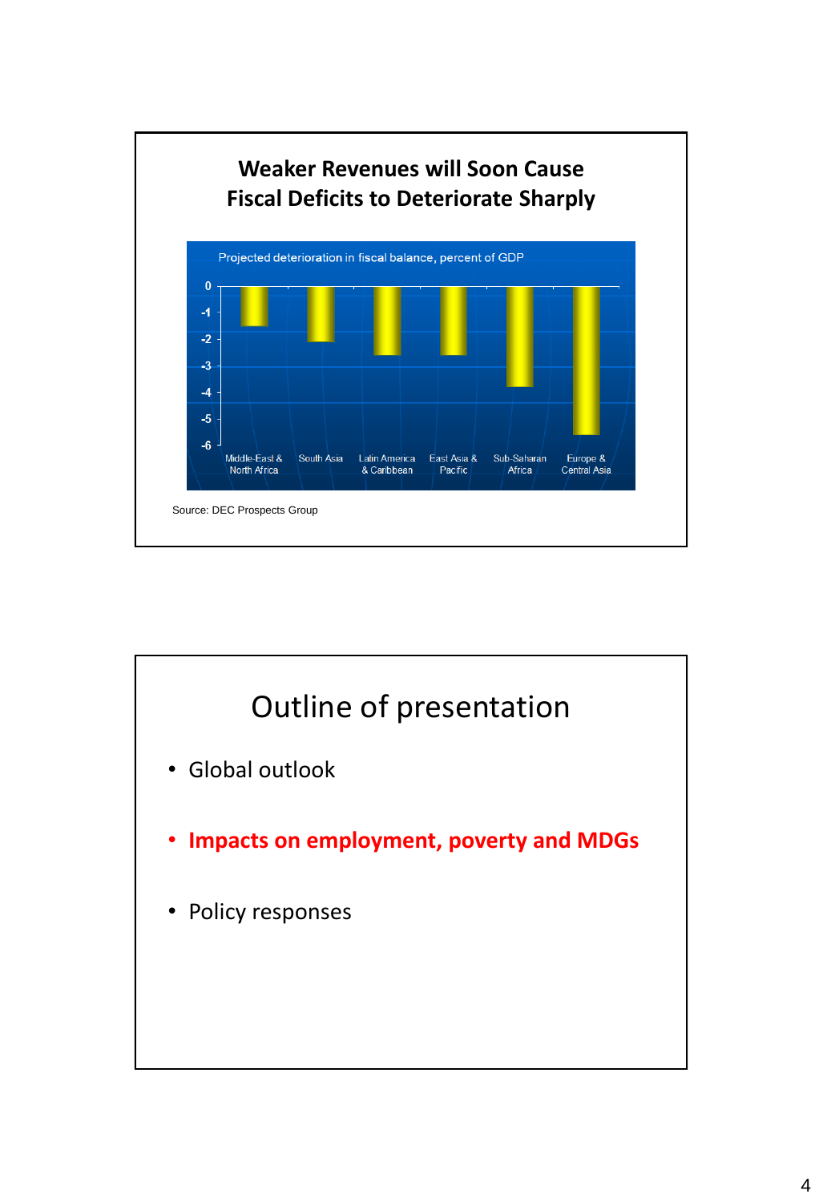## Weaker Revenues will Soon Cause Fiscal Deficits to Deteriorate Sharply

Projected deterioration in fiscal balance, percent of GDP

| Region | Value (approx.) |
|---|---|
| Middle-East & North Africa | -1.5 |
| South Asia | -2.1 |
| Latin America & Caribbean | -2.6 |
| East Asia & Pacific | -2.6 |
| Sub-Saharan Africa | -3.8 |
| Europe & Central Asia | -5.6 |

Source: DEC Prospects Group

## Outline of presentation

- Global outlook
- **Impacts on employment, poverty and MDGs**
- Policy responses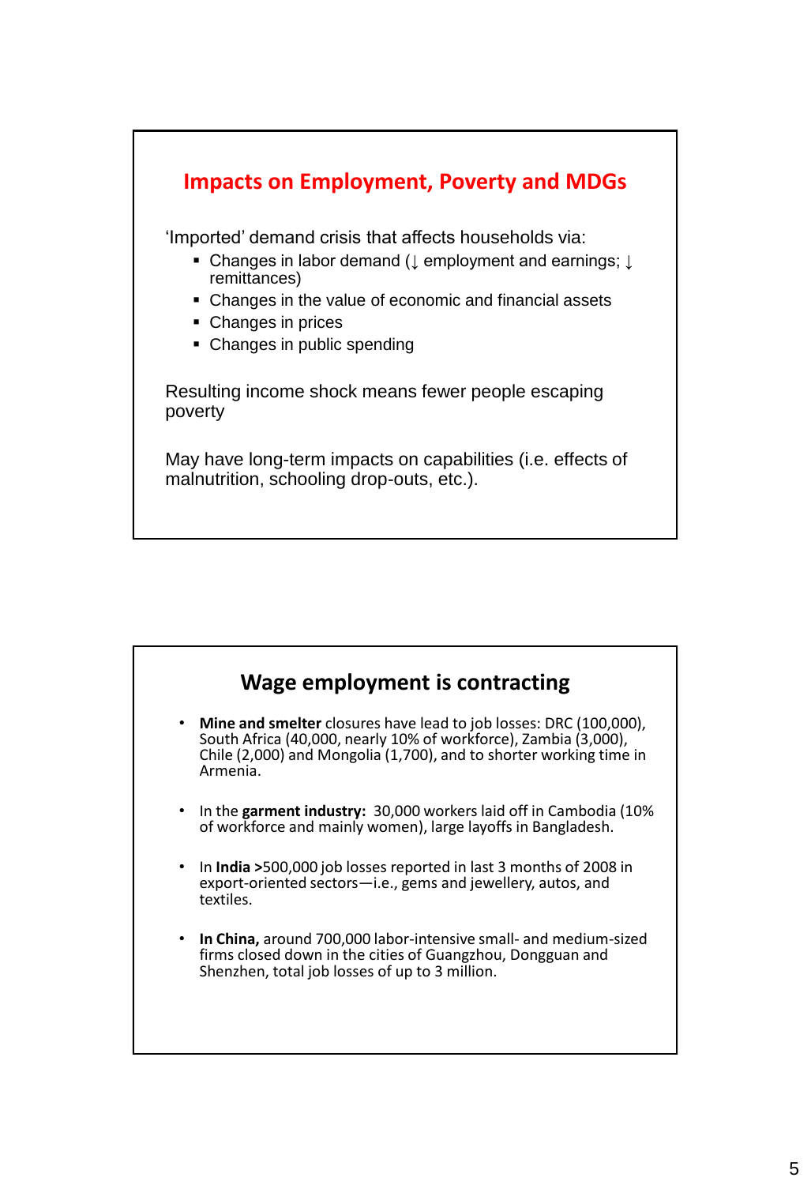## Impacts on Employment, Poverty and MDGs

'Imported' demand crisis that affects households via:

- Changes in labor demand (↓ employment and earnings; ↓ remittances)
- Changes in the value of economic and financial assets
- Changes in prices
- Changes in public spending

Resulting income shock means fewer people escaping poverty

May have long-term impacts on capabilities (i.e. effects of malnutrition, schooling drop-outs, etc.).

## Wage employment is contracting

- **Mine and smelter** closures have lead to job losses: DRC (100,000), South Africa (40,000, nearly 10% of workforce), Zambia (3,000), Chile (2,000) and Mongolia (1,700), and to shorter working time in Armenia.
- In the **garment industry:** 30,000 workers laid off in Cambodia (10% of workforce and mainly women), large layoffs in Bangladesh.
- In **India** >500,000 job losses reported in last 3 months of 2008 in export-oriented sectors—i.e., gems and jewellery, autos, and textiles.
- **In China,** around 700,000 labor-intensive small- and medium-sized firms closed down in the cities of Guangzhou, Dongguan and Shenzhen, total job losses of up to 3 million.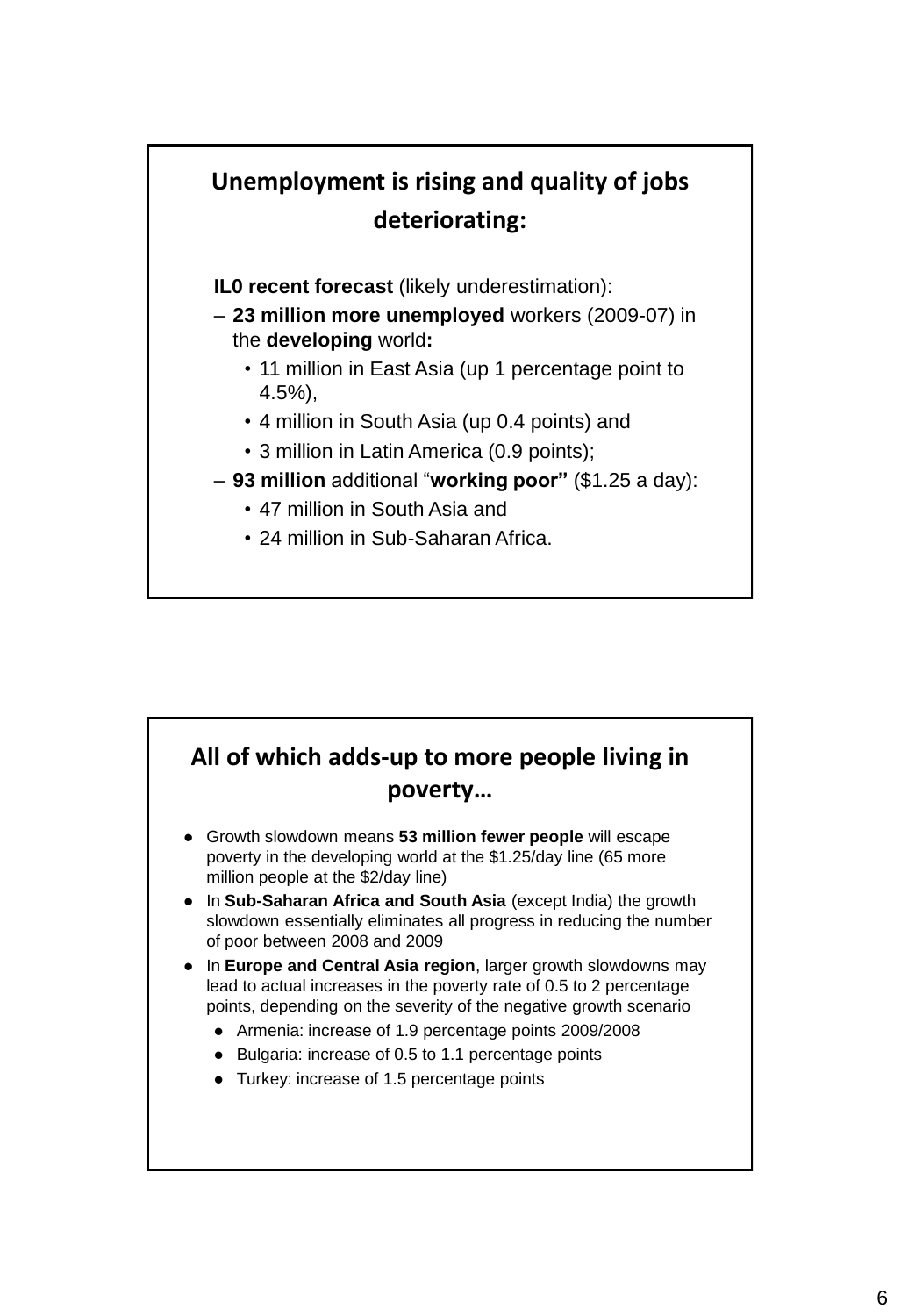## Unemployment is rising and quality of jobs deteriorating:

**IL0 recent forecast** (likely underestimation):

- **23 million more unemployed** workers (2009-07) in the **developing** world**:**
  - 11 million in East Asia (up 1 percentage point to 4.5%),
  - 4 million in South Asia (up 0.4 points) and
  - 3 million in Latin America (0.9 points);
- **93 million** additional "**working poor"** ($1.25 a day):
  - 47 million in South Asia and
  - 24 million in Sub-Saharan Africa.

## All of which adds-up to more people living in poverty…

- Growth slowdown means **53 million fewer people** will escape poverty in the developing world at the $1.25/day line (65 more million people at the $2/day line)
- In **Sub-Saharan Africa and South Asia** (except India) the growth slowdown essentially eliminates all progress in reducing the number of poor between 2008 and 2009
- In **Europe and Central Asia region**, larger growth slowdowns may lead to actual increases in the poverty rate of 0.5 to 2 percentage points, depending on the severity of the negative growth scenario
  - Armenia: increase of 1.9 percentage points 2009/2008
  - Bulgaria: increase of 0.5 to 1.1 percentage points
  - Turkey: increase of 1.5 percentage points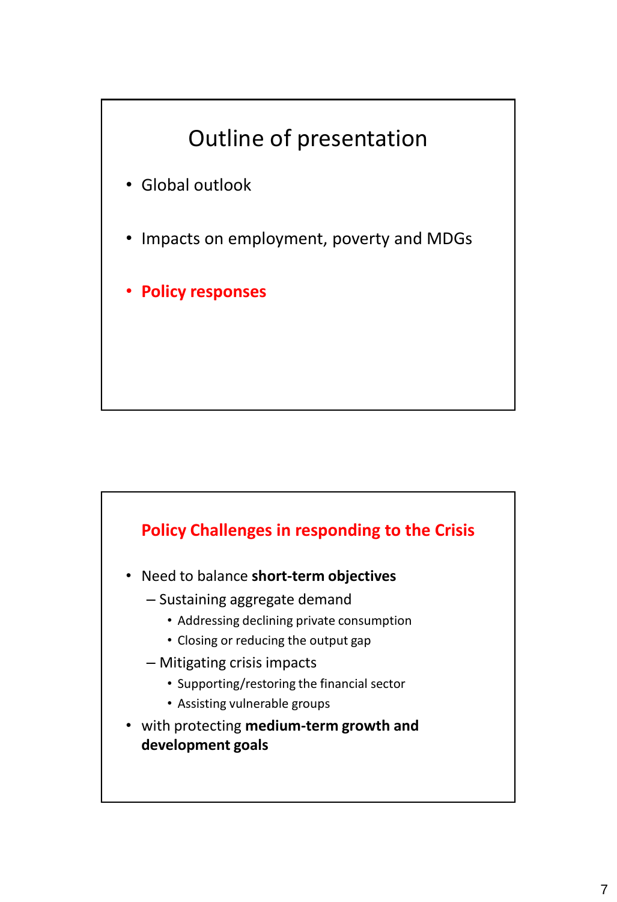# Outline of presentation

- Global outlook
- Impacts on employment, poverty and MDGs
- **Policy responses**

## Policy Challenges in responding to the Crisis

- Need to balance **short-term objectives**
  - Sustaining aggregate demand
    - Addressing declining private consumption
    - Closing or reducing the output gap
  - Mitigating crisis impacts
    - Supporting/restoring the financial sector
    - Assisting vulnerable groups
- with protecting **medium-term growth and development goals**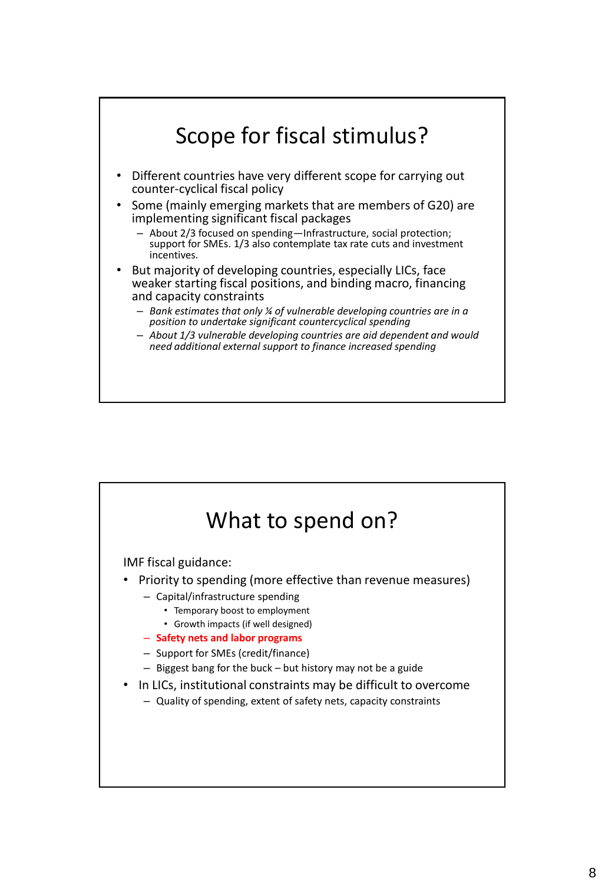## Scope for fiscal stimulus?

- Different countries have very different scope for carrying out counter-cyclical fiscal policy
- Some (mainly emerging markets that are members of G20) are implementing significant fiscal packages
  - About 2/3 focused on spending—Infrastructure, social protection; support for SMEs. 1/3 also contemplate tax rate cuts and investment incentives.
- But majority of developing countries, especially LICs, face weaker starting fiscal positions, and binding macro, financing and capacity constraints
  - *Bank estimates that only ¼ of vulnerable developing countries are in a position to undertake significant countercyclical spending*
  - *About 1/3 vulnerable developing countries are aid dependent and would need additional external support to finance increased spending*

## What to spend on?

IMF fiscal guidance:

- Priority to spending (more effective than revenue measures)
  - Capital/infrastructure spending
    - Temporary boost to employment
    - Growth impacts (if well designed)
  - **Safety nets and labor programs**
  - Support for SMEs (credit/finance)
  - Biggest bang for the buck – but history may not be a guide
- In LICs, institutional constraints may be difficult to overcome
  - Quality of spending, extent of safety nets, capacity constraints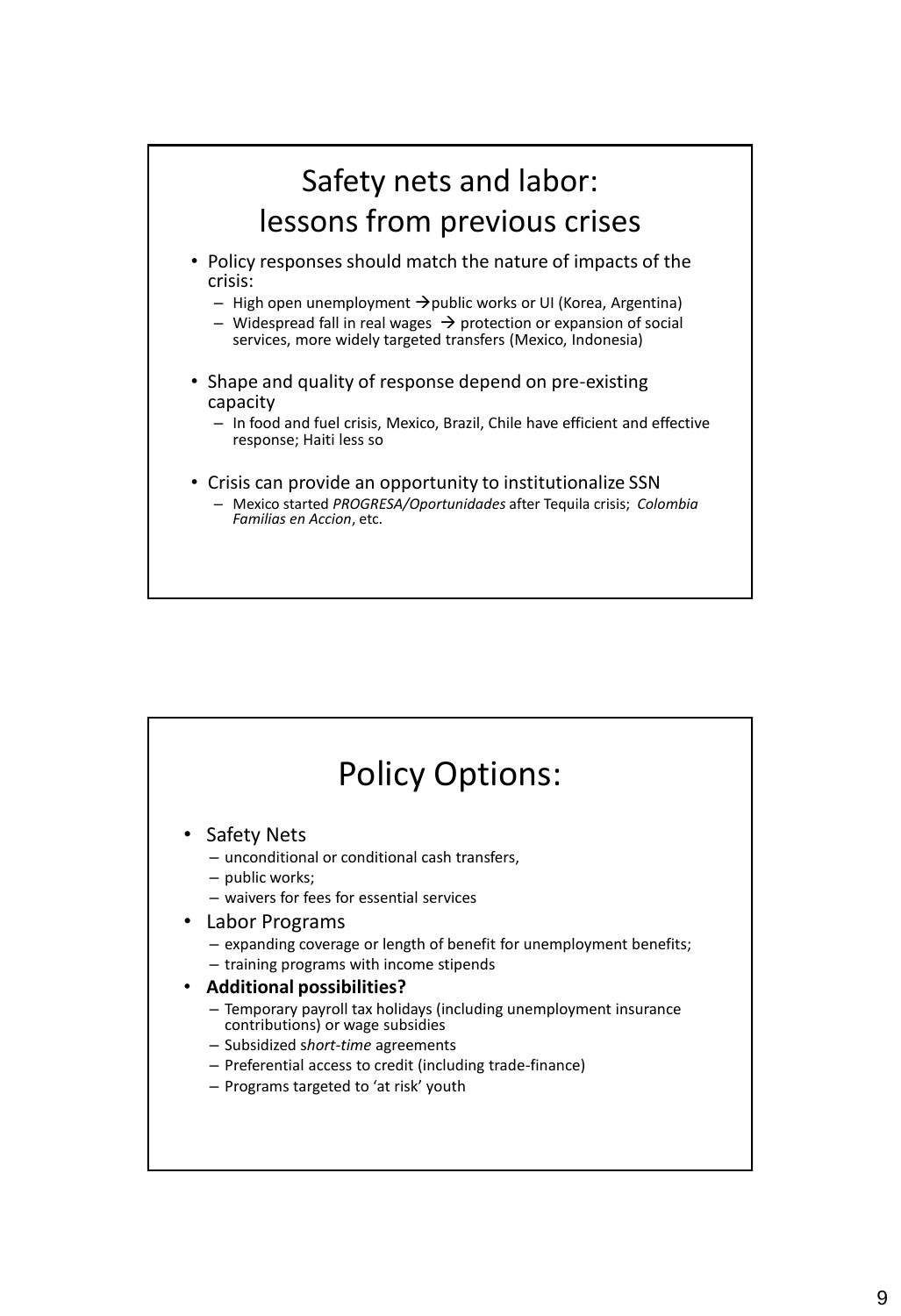## Safety nets and labor: lessons from previous crises

- Policy responses should match the nature of impacts of the crisis:
  - High open unemployment →public works or UI (Korea, Argentina)
  - Widespread fall in real wages → protection or expansion of social services, more widely targeted transfers (Mexico, Indonesia)
- Shape and quality of response depend on pre-existing capacity
  - In food and fuel crisis, Mexico, Brazil, Chile have efficient and effective response; Haiti less so
- Crisis can provide an opportunity to institutionalize SSN
  - Mexico started *PROGRESA/Oportunidades* after Tequila crisis; *Colombia Familias en Accion*, etc.

## Policy Options:

- Safety Nets
  - unconditional or conditional cash transfers,
  - public works;
  - waivers for fees for essential services
- Labor Programs
  - expanding coverage or length of benefit for unemployment benefits;
  - training programs with income stipends
- **Additional possibilities?**
  - Temporary payroll tax holidays (including unemployment insurance contributions) or wage subsidies
  - Subsidized s*hort-time* agreements
  - Preferential access to credit (including trade-finance)
  - Programs targeted to 'at risk' youth